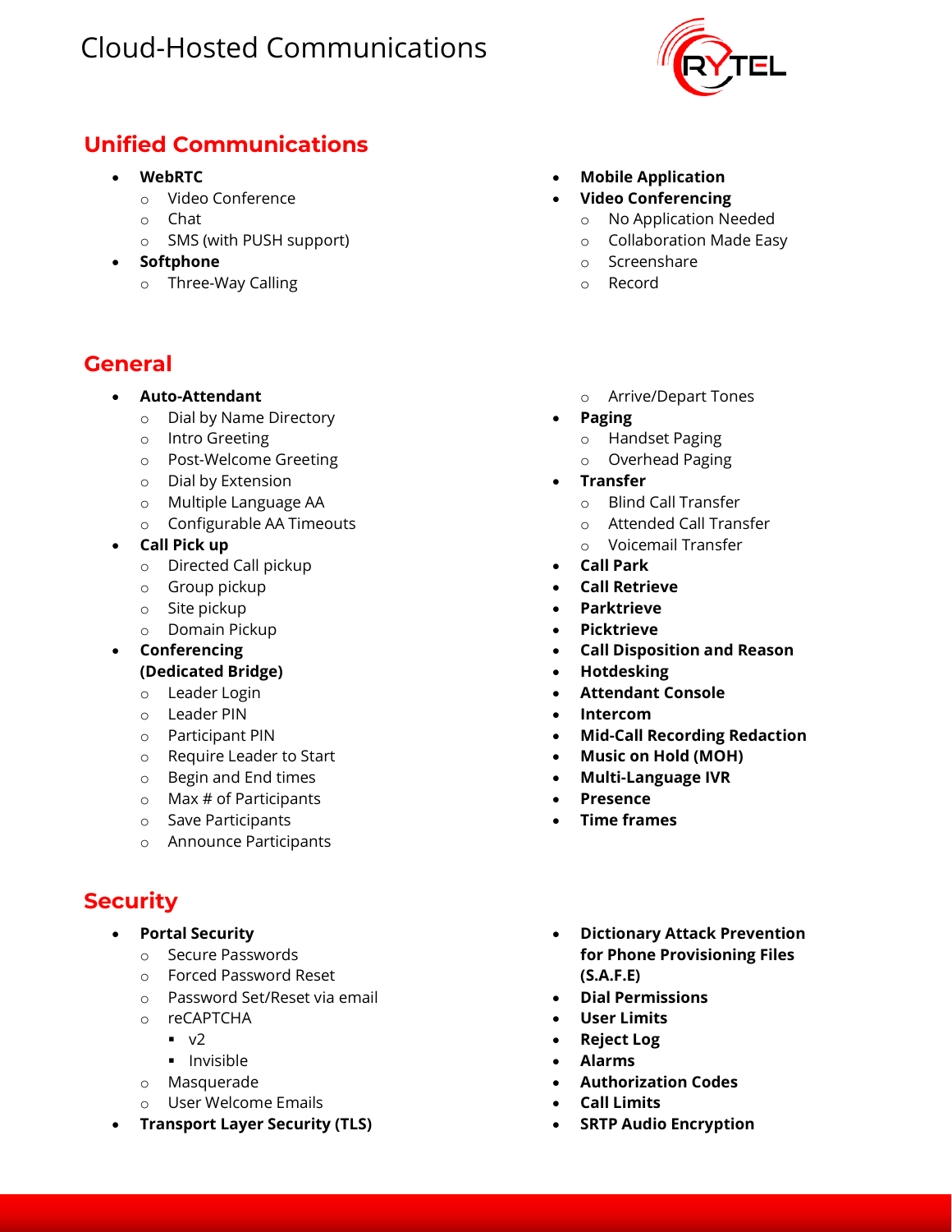# Cloud-Hosted Communications

## Unified Communications

- **WebRTC**
  - Video Conference
  - Chat
  - SMS (with PUSH support)
- **Softphone**
  - Three-Way Calling
- **Mobile Application**
- **Video Conferencing**
  - No Application Needed
  - Collaboration Made Easy
  - Screenshare
  - Record

## General

- **Auto-Attendant**
  - Dial by Name Directory
  - Intro Greeting
  - Post-Welcome Greeting
  - Dial by Extension
  - Multiple Language AA
  - Configurable AA Timeouts
- **Call Pick up**
  - Directed Call pickup
  - Group pickup
  - Site pickup
  - Domain Pickup
- **Conferencing (Dedicated Bridge)**
  - Leader Login
  - Leader PIN
  - Participant PIN
  - Require Leader to Start
  - Begin and End times
  - Max # of Participants
  - Save Participants
  - Announce Participants
  - Arrive/Depart Tones
- **Paging**
  - Handset Paging
  - Overhead Paging
- **Transfer**
  - Blind Call Transfer
  - Attended Call Transfer
  - Voicemail Transfer
- **Call Park**
- **Call Retrieve**
- **Parktrieve**
- **Picktrieve**
- **Call Disposition and Reason**
- **Hotdesking**
- **Attendant Console**
- **Intercom**
- **Mid-Call Recording Redaction**
- **Music on Hold (MOH)**
- **Multi-Language IVR**
- **Presence**
- **Time frames**

## Security

- **Portal Security**
  - Secure Passwords
  - Forced Password Reset
  - Password Set/Reset via email
  - reCAPTCHA
    - v2
    - Invisible
  - Masquerade
  - User Welcome Emails
- **Transport Layer Security (TLS)**
- **Dictionary Attack Prevention for Phone Provisioning Files (S.A.F.E)**
- **Dial Permissions**
- **User Limits**
- **Reject Log**
- **Alarms**
- **Authorization Codes**
- **Call Limits**
- **SRTP Audio Encryption**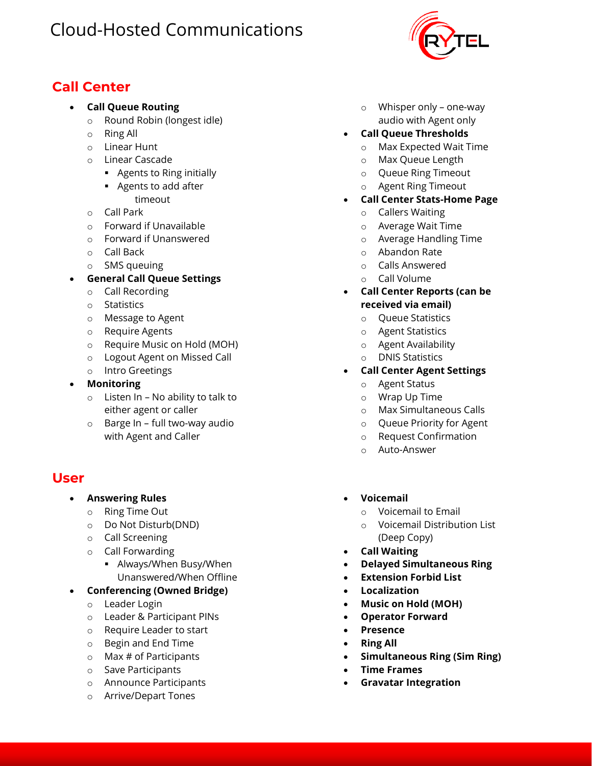# Cloud-Hosted Communications

## Call Center

- **Call Queue Routing**
  - Round Robin (longest idle)
  - Ring All
  - Linear Hunt
  - Linear Cascade
    - Agents to Ring initially
    - Agents to add after timeout
  - Call Park
  - Forward if Unavailable
  - Forward if Unanswered
  - Call Back
  - SMS queuing
- **General Call Queue Settings**
  - Call Recording
  - Statistics
  - Message to Agent
  - Require Agents
  - Require Music on Hold (MOH)
  - Logout Agent on Missed Call
  - Intro Greetings
- **Monitoring**
  - Listen In – No ability to talk to either agent or caller
  - Barge In – full two-way audio with Agent and Caller
  - Whisper only – one-way audio with Agent only
- **Call Queue Thresholds**
  - Max Expected Wait Time
  - Max Queue Length
  - Queue Ring Timeout
  - Agent Ring Timeout
- **Call Center Stats-Home Page**
  - Callers Waiting
  - Average Wait Time
  - Average Handling Time
  - Abandon Rate
  - Calls Answered
  - Call Volume
- **Call Center Reports (can be received via email)**
  - Queue Statistics
  - Agent Statistics
  - Agent Availability
  - DNIS Statistics
- **Call Center Agent Settings**
  - Agent Status
  - Wrap Up Time
  - Max Simultaneous Calls
  - Queue Priority for Agent
  - Request Confirmation
  - Auto-Answer

## User

- **Answering Rules**
  - Ring Time Out
  - Do Not Disturb(DND)
  - Call Screening
  - Call Forwarding
    - Always/When Busy/When Unanswered/When Offline
- **Conferencing (Owned Bridge)**
  - Leader Login
  - Leader & Participant PINs
  - Require Leader to start
  - Begin and End Time
  - Max # of Participants
  - Save Participants
  - Announce Participants
  - Arrive/Depart Tones
- **Voicemail**
  - Voicemail to Email
  - Voicemail Distribution List (Deep Copy)
- **Call Waiting**
- **Delayed Simultaneous Ring**
- **Extension Forbid List**
- **Localization**
- **Music on Hold (MOH)**
- **Operator Forward**
- **Presence**
- **Ring All**
- **Simultaneous Ring (Sim Ring)**
- **Time Frames**
- **Gravatar Integration**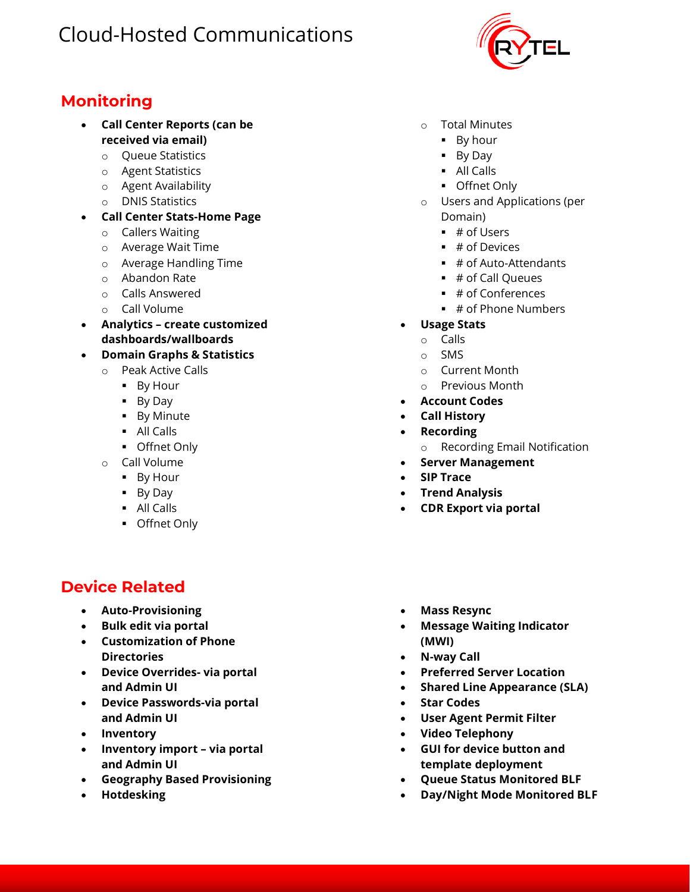## Monitoring

- **Call Center Reports (can be received via email)**
  - Queue Statistics
  - Agent Statistics
  - Agent Availability
  - DNIS Statistics
- **Call Center Stats-Home Page**
  - Callers Waiting
  - Average Wait Time
  - Average Handling Time
  - Abandon Rate
  - Calls Answered
  - Call Volume
- **Analytics – create customized dashboards/wallboards**
- **Domain Graphs & Statistics**
  - Peak Active Calls
    - By Hour
    - By Day
    - By Minute
    - All Calls
    - Offnet Only
  - Call Volume
    - By Hour
    - By Day
    - All Calls
    - Offnet Only
  - Total Minutes
    - By hour
    - By Day
    - All Calls
    - Offnet Only
  - Users and Applications (per Domain)
    - # of Users
    - # of Devices
    - # of Auto-Attendants
    - # of Call Queues
    - # of Conferences
    - # of Phone Numbers
- **Usage Stats**
  - Calls
  - SMS
  - Current Month
  - Previous Month
- **Account Codes**
- **Call History**
- **Recording**
  - Recording Email Notification
- **Server Management**
- **SIP Trace**
- **Trend Analysis**
- **CDR Export via portal**

## Device Related

- **Auto-Provisioning**
- **Bulk edit via portal**
- **Customization of Phone Directories**
- **Device Overrides- via portal and Admin UI**
- **Device Passwords-via portal and Admin UI**
- **Inventory**
- **Inventory import – via portal and Admin UI**
- **Geography Based Provisioning**
- **Hotdesking**
- **Mass Resync**
- **Message Waiting Indicator (MWI)**
- **N-way Call**
- **Preferred Server Location**
- **Shared Line Appearance (SLA)**
- **Star Codes**
- **User Agent Permit Filter**
- **Video Telephony**
- **GUI for device button and template deployment**
- **Queue Status Monitored BLF**
- **Day/Night Mode Monitored BLF**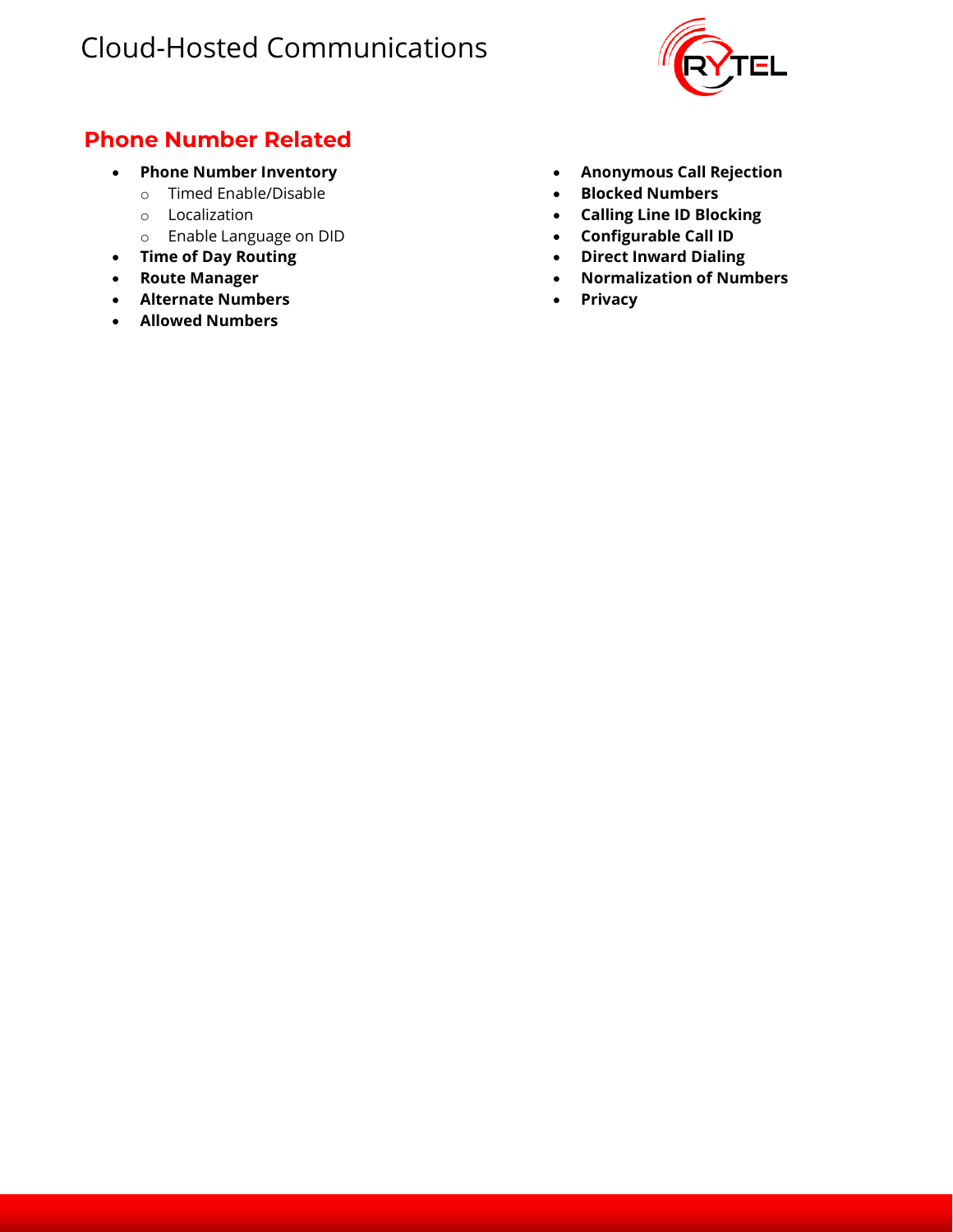## Phone Number Related

- **Phone Number Inventory**
  - Timed Enable/Disable
  - Localization
  - Enable Language on DID
- **Time of Day Routing**
- **Route Manager**
- **Alternate Numbers**
- **Allowed Numbers**
- **Anonymous Call Rejection**
- **Blocked Numbers**
- **Calling Line ID Blocking**
- **Configurable Call ID**
- **Direct Inward Dialing**
- **Normalization of Numbers**
- **Privacy**